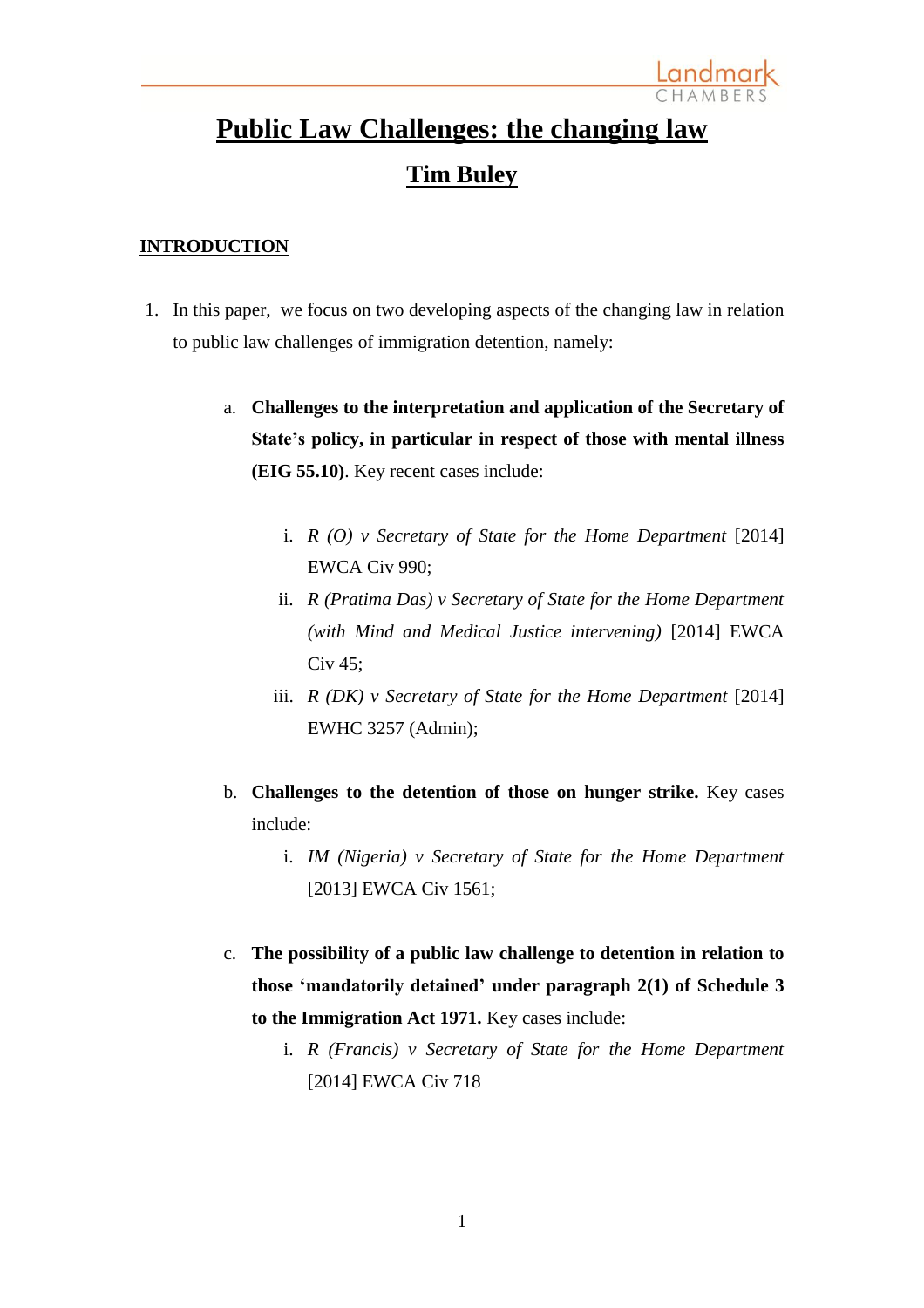# Public Law Challenges: the changing law

## Tim Buley

### INTRODUCTION

1. In this paper, we focus on two developing aspects of the changing law in relation to public law challenges of immigration detention, namely:

   a. **Challenges to the interpretation and application of the Secretary of State's policy, in particular in respect of those with mental illness (EIG 55.10)**. Key recent cases include:

      i. *R (O) v Secretary of State for the Home Department* [2014] EWCA Civ 990;

      ii. *R (Pratima Das) v Secretary of State for the Home Department (with Mind and Medical Justice intervening)* [2014] EWCA Civ 45;

      iii. *R (DK) v Secretary of State for the Home Department* [2014] EWHC 3257 (Admin);

   b. **Challenges to the detention of those on hunger strike.** Key cases include:

      i. *IM (Nigeria) v Secretary of State for the Home Department* [2013] EWCA Civ 1561;

   c. **The possibility of a public law challenge to detention in relation to those 'mandatorily detained' under paragraph 2(1) of Schedule 3 to the Immigration Act 1971.** Key cases include:

      i. *R (Francis) v Secretary of State for the Home Department* [2014] EWCA Civ 718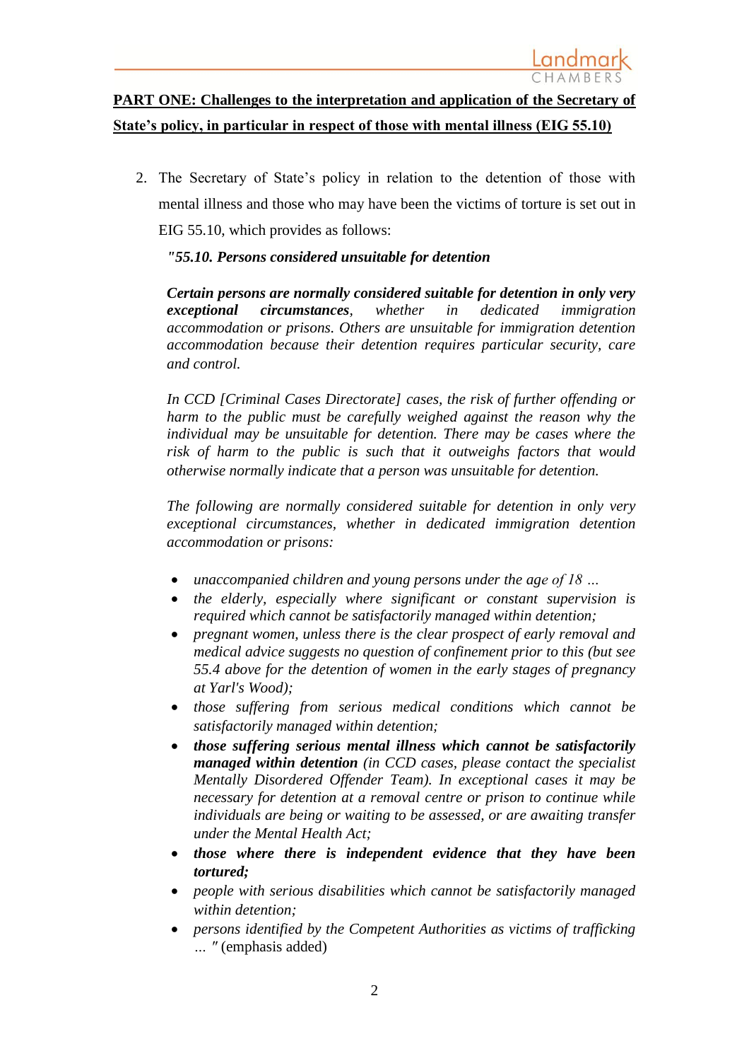**PART ONE: Challenges to the interpretation and application of the Secretary of State's policy, in particular in respect of those with mental illness (EIG 55.10)**

2. The Secretary of State's policy in relation to the detention of those with mental illness and those who may have been the victims of torture is set out in EIG 55.10, which provides as follows:

   ***"55.10. Persons considered unsuitable for detention***

   ***Certain persons are normally considered suitable for detention in only very exceptional circumstances****, whether in dedicated immigration accommodation or prisons. Others are unsuitable for immigration detention accommodation because their detention requires particular security, care and control.*

   *In CCD [Criminal Cases Directorate] cases, the risk of further offending or harm to the public must be carefully weighed against the reason why the individual may be unsuitable for detention. There may be cases where the risk of harm to the public is such that it outweighs factors that would otherwise normally indicate that a person was unsuitable for detention.*

   *The following are normally considered suitable for detention in only very exceptional circumstances, whether in dedicated immigration detention accommodation or prisons:*

   - *unaccompanied children and young persons under the age of 18 …*
   - *the elderly, especially where significant or constant supervision is required which cannot be satisfactorily managed within detention;*
   - *pregnant women, unless there is the clear prospect of early removal and medical advice suggests no question of confinement prior to this (but see 55.4 above for the detention of women in the early stages of pregnancy at Yarl's Wood);*
   - *those suffering from serious medical conditions which cannot be satisfactorily managed within detention;*
   - ***those suffering serious mental illness which cannot be satisfactorily managed within detention** (in CCD cases, please contact the specialist Mentally Disordered Offender Team). In exceptional cases it may be necessary for detention at a removal centre or prison to continue while individuals are being or waiting to be assessed, or are awaiting transfer under the Mental Health Act;*
   - ***those where there is independent evidence that they have been tortured;***
   - *people with serious disabilities which cannot be satisfactorily managed within detention;*
   - *persons identified by the Competent Authorities as victims of trafficking … "* (emphasis added)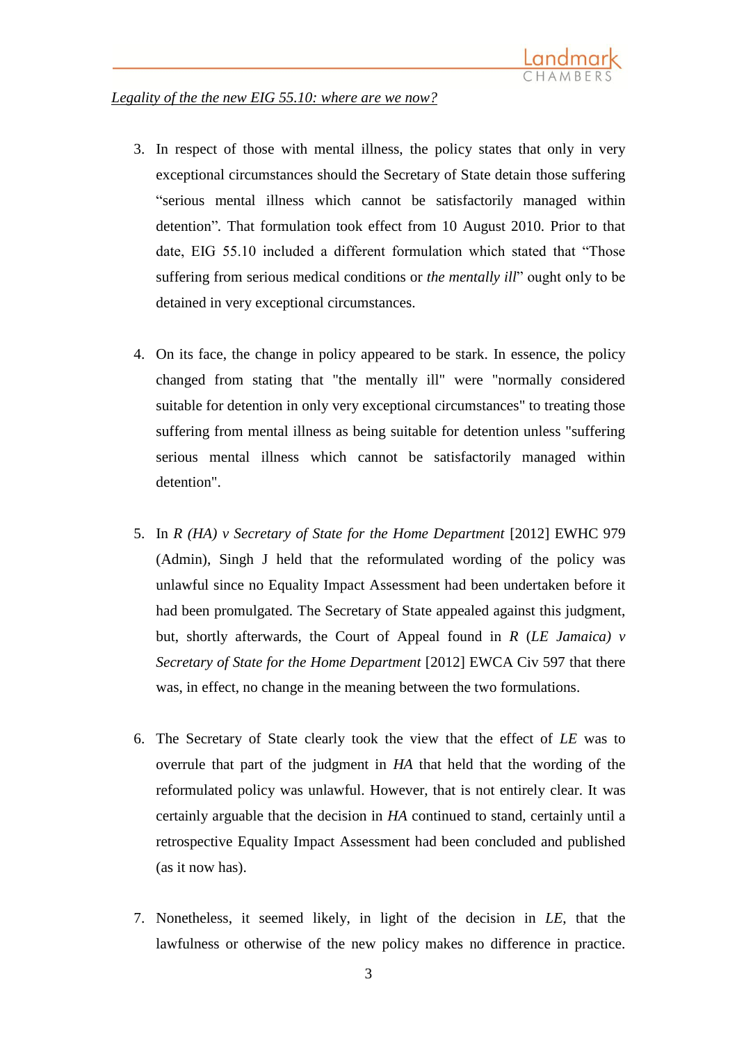*Legality of the the new EIG 55.10: where are we now?*

3. In respect of those with mental illness, the policy states that only in very exceptional circumstances should the Secretary of State detain those suffering "serious mental illness which cannot be satisfactorily managed within detention". That formulation took effect from 10 August 2010. Prior to that date, EIG 55.10 included a different formulation which stated that "Those suffering from serious medical conditions or *the mentally ill*" ought only to be detained in very exceptional circumstances.

4. On its face, the change in policy appeared to be stark. In essence, the policy changed from stating that "the mentally ill" were "normally considered suitable for detention in only very exceptional circumstances" to treating those suffering from mental illness as being suitable for detention unless "suffering serious mental illness which cannot be satisfactorily managed within detention".

5. In *R (HA) v Secretary of State for the Home Department* [2012] EWHC 979 (Admin), Singh J held that the reformulated wording of the policy was unlawful since no Equality Impact Assessment had been undertaken before it had been promulgated. The Secretary of State appealed against this judgment, but, shortly afterwards, the Court of Appeal found in *R* (*LE Jamaica) v Secretary of State for the Home Department* [2012] EWCA Civ 597 that there was, in effect, no change in the meaning between the two formulations.

6. The Secretary of State clearly took the view that the effect of *LE* was to overrule that part of the judgment in *HA* that held that the wording of the reformulated policy was unlawful. However, that is not entirely clear. It was certainly arguable that the decision in *HA* continued to stand, certainly until a retrospective Equality Impact Assessment had been concluded and published (as it now has).

7. Nonetheless, it seemed likely, in light of the decision in *LE*, that the lawfulness or otherwise of the new policy makes no difference in practice.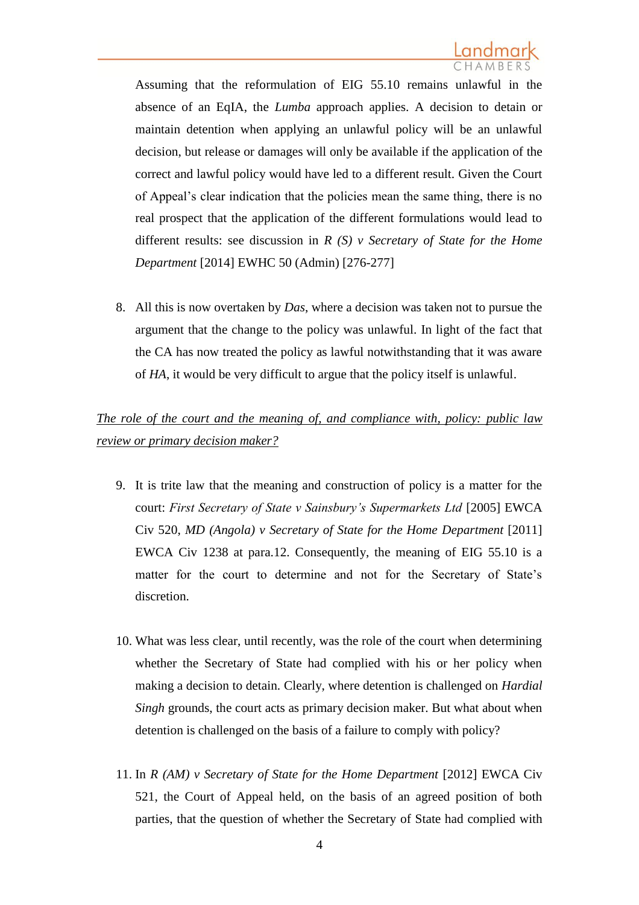Assuming that the reformulation of EIG 55.10 remains unlawful in the absence of an EqIA, the *Lumba* approach applies. A decision to detain or maintain detention when applying an unlawful policy will be an unlawful decision, but release or damages will only be available if the application of the correct and lawful policy would have led to a different result. Given the Court of Appeal's clear indication that the policies mean the same thing, there is no real prospect that the application of the different formulations would lead to different results: see discussion in *R (S) v Secretary of State for the Home Department* [2014] EWHC 50 (Admin) [276-277]

8. All this is now overtaken by *Das*, where a decision was taken not to pursue the argument that the change to the policy was unlawful. In light of the fact that the CA has now treated the policy as lawful notwithstanding that it was aware of *HA*, it would be very difficult to argue that the policy itself is unlawful.

*The role of the court and the meaning of, and compliance with, policy: public law review or primary decision maker?*

9. It is trite law that the meaning and construction of policy is a matter for the court: *First Secretary of State v Sainsbury's Supermarkets Ltd* [2005] EWCA Civ 520, *MD (Angola) v Secretary of State for the Home Department* [2011] EWCA Civ 1238 at para.12. Consequently, the meaning of EIG 55.10 is a matter for the court to determine and not for the Secretary of State's discretion.

10. What was less clear, until recently, was the role of the court when determining whether the Secretary of State had complied with his or her policy when making a decision to detain. Clearly, where detention is challenged on *Hardial Singh* grounds, the court acts as primary decision maker. But what about when detention is challenged on the basis of a failure to comply with policy?

11. In *R (AM) v Secretary of State for the Home Department* [2012] EWCA Civ 521, the Court of Appeal held, on the basis of an agreed position of both parties, that the question of whether the Secretary of State had complied with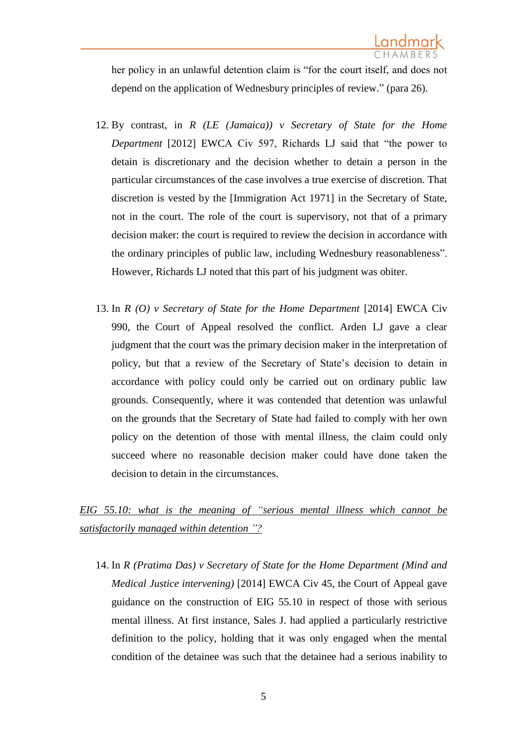her policy in an unlawful detention claim is "for the court itself, and does not depend on the application of Wednesbury principles of review." (para 26).

12. By contrast, in *R (LE (Jamaica)) v Secretary of State for the Home Department* [2012] EWCA Civ 597, Richards LJ said that "the power to detain is discretionary and the decision whether to detain a person in the particular circumstances of the case involves a true exercise of discretion. That discretion is vested by the [Immigration Act 1971] in the Secretary of State, not in the court. The role of the court is supervisory, not that of a primary decision maker: the court is required to review the decision in accordance with the ordinary principles of public law, including Wednesbury reasonableness". However, Richards LJ noted that this part of his judgment was obiter.

13. In *R (O) v Secretary of State for the Home Department* [2014] EWCA Civ 990, the Court of Appeal resolved the conflict. Arden LJ gave a clear judgment that the court was the primary decision maker in the interpretation of policy, but that a review of the Secretary of State's decision to detain in accordance with policy could only be carried out on ordinary public law grounds. Consequently, where it was contended that detention was unlawful on the grounds that the Secretary of State had failed to comply with her own policy on the detention of those with mental illness, the claim could only succeed where no reasonable decision maker could have done taken the decision to detain in the circumstances.

*EIG 55.10: what is the meaning of "serious mental illness which cannot be satisfactorily managed within detention "?*

14. In *R (Pratima Das) v Secretary of State for the Home Department (Mind and Medical Justice intervening)* [2014] EWCA Civ 45, the Court of Appeal gave guidance on the construction of EIG 55.10 in respect of those with serious mental illness. At first instance, Sales J. had applied a particularly restrictive definition to the policy, holding that it was only engaged when the mental condition of the detainee was such that the detainee had a serious inability to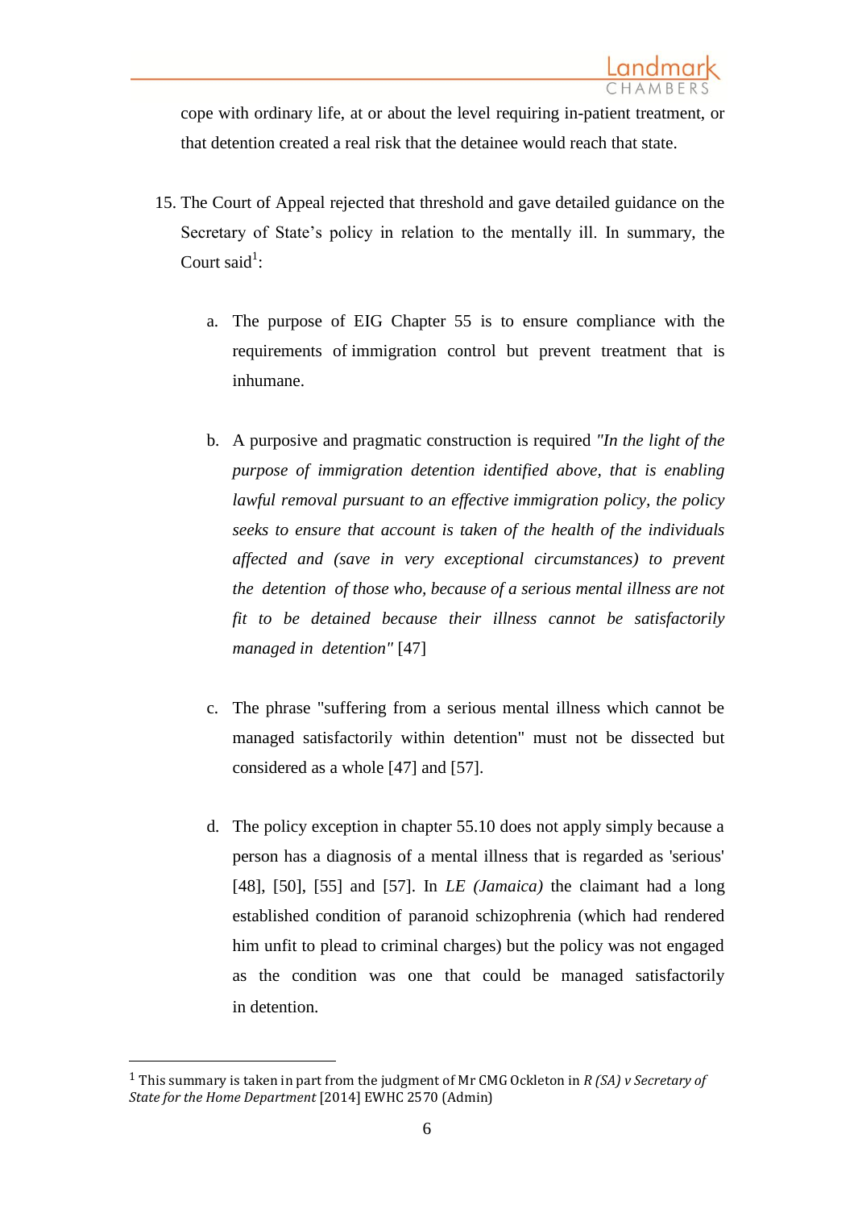cope with ordinary life, at or about the level requiring in-patient treatment, or that detention created a real risk that the detainee would reach that state.

15. The Court of Appeal rejected that threshold and gave detailed guidance on the Secretary of State's policy in relation to the mentally ill. In summary, the Court said[1]:

    a. The purpose of EIG Chapter 55 is to ensure compliance with the requirements of immigration control but prevent treatment that is inhumane.

    b. A purposive and pragmatic construction is required *"In the light of the purpose of immigration detention identified above, that is enabling lawful removal pursuant to an effective immigration policy, the policy seeks to ensure that account is taken of the health of the individuals affected and (save in very exceptional circumstances) to prevent the detention of those who, because of a serious mental illness are not fit to be detained because their illness cannot be satisfactorily managed in detention"* [47]

    c. The phrase "suffering from a serious mental illness which cannot be managed satisfactorily within detention" must not be dissected but considered as a whole [47] and [57].

    d. The policy exception in chapter 55.10 does not apply simply because a person has a diagnosis of a mental illness that is regarded as 'serious' [48], [50], [55] and [57]. In *LE (Jamaica)* the claimant had a long established condition of paranoid schizophrenia (which had rendered him unfit to plead to criminal charges) but the policy was not engaged as the condition was one that could be managed satisfactorily in detention.

---

[1] This summary is taken in part from the judgment of Mr CMG Ockleton in *R (SA) v Secretary of State for the Home Department* [2014] EWHC 2570 (Admin)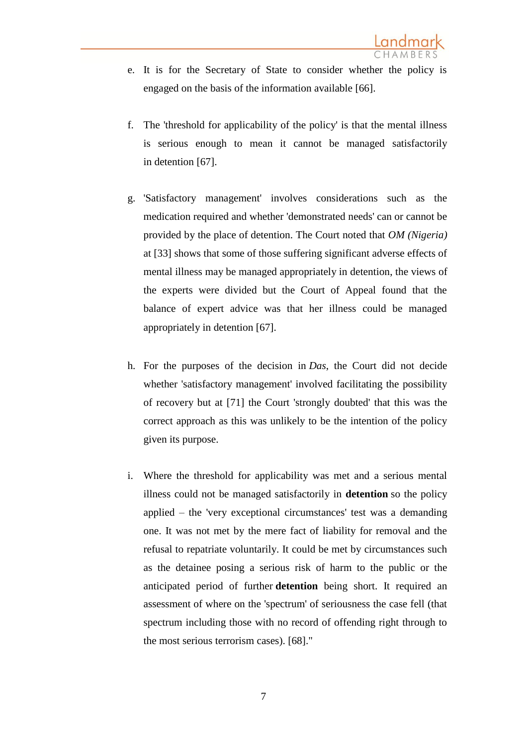e. It is for the Secretary of State to consider whether the policy is engaged on the basis of the information available [66].

f. The 'threshold for applicability of the policy' is that the mental illness is serious enough to mean it cannot be managed satisfactorily in detention [67].

g. 'Satisfactory management' involves considerations such as the medication required and whether 'demonstrated needs' can or cannot be provided by the place of detention. The Court noted that *OM (Nigeria)* at [33] shows that some of those suffering significant adverse effects of mental illness may be managed appropriately in detention, the views of the experts were divided but the Court of Appeal found that the balance of expert advice was that her illness could be managed appropriately in detention [67].

h. For the purposes of the decision in *Das*, the Court did not decide whether 'satisfactory management' involved facilitating the possibility of recovery but at [71] the Court 'strongly doubted' that this was the correct approach as this was unlikely to be the intention of the policy given its purpose.

i. Where the threshold for applicability was met and a serious mental illness could not be managed satisfactorily in **detention** so the policy applied – the 'very exceptional circumstances' test was a demanding one. It was not met by the mere fact of liability for removal and the refusal to repatriate voluntarily. It could be met by circumstances such as the detainee posing a serious risk of harm to the public or the anticipated period of further **detention** being short. It required an assessment of where on the 'spectrum' of seriousness the case fell (that spectrum including those with no record of offending right through to the most serious terrorism cases). [68]."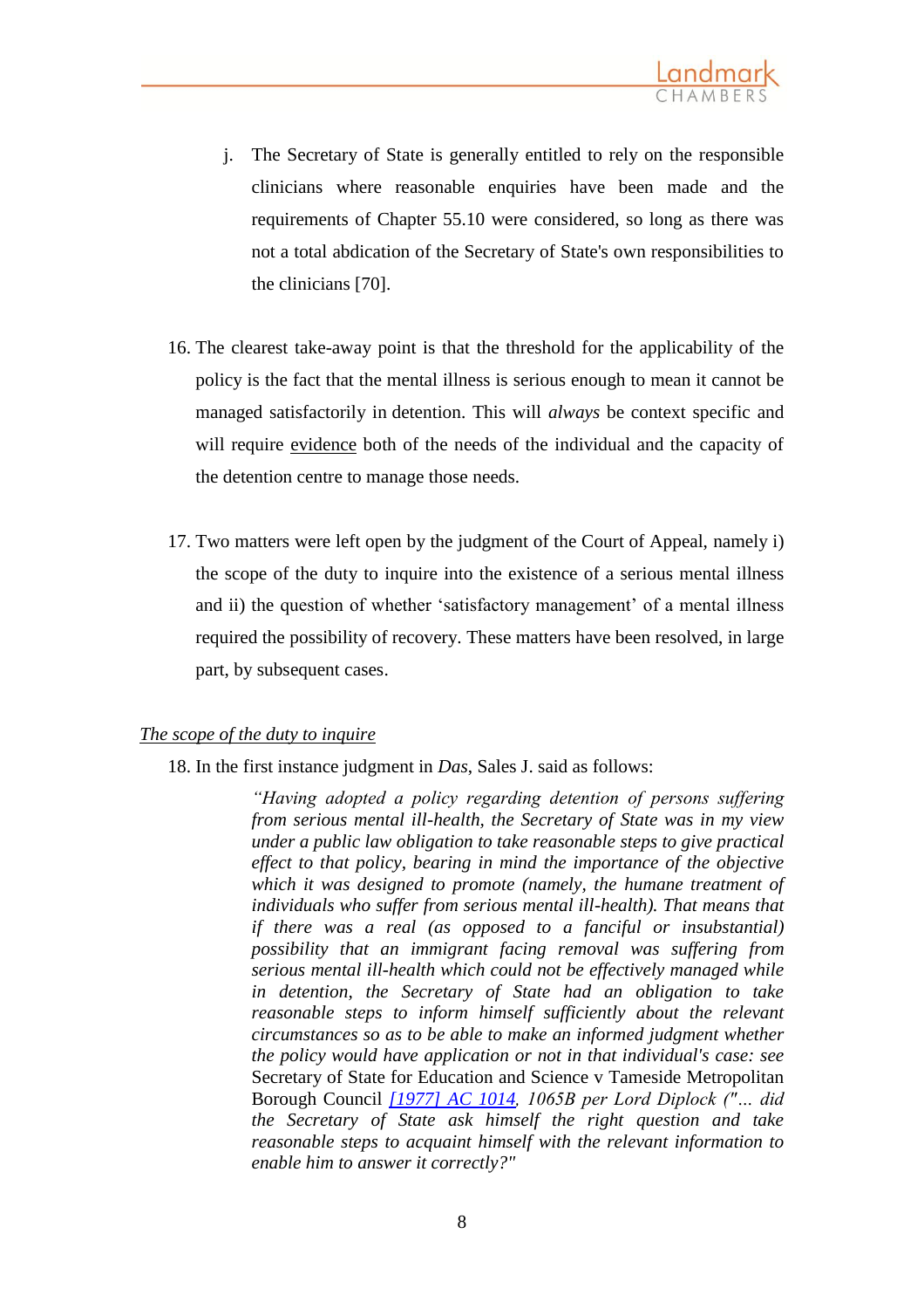j. The Secretary of State is generally entitled to rely on the responsible clinicians where reasonable enquiries have been made and the requirements of Chapter 55.10 were considered, so long as there was not a total abdication of the Secretary of State's own responsibilities to the clinicians [70].

16. The clearest take-away point is that the threshold for the applicability of the policy is the fact that the mental illness is serious enough to mean it cannot be managed satisfactorily in detention. This will *always* be context specific and will require <u>evidence</u> both of the needs of the individual and the capacity of the detention centre to manage those needs.

17. Two matters were left open by the judgment of the Court of Appeal, namely i) the scope of the duty to inquire into the existence of a serious mental illness and ii) the question of whether 'satisfactory management' of a mental illness required the possibility of recovery. These matters have been resolved, in large part, by subsequent cases.

*<u>The scope of the duty to inquire</u>*

18. In the first instance judgment in *Das*, Sales J. said as follows:

> *"Having adopted a policy regarding detention of persons suffering from serious mental ill-health, the Secretary of State was in my view under a public law obligation to take reasonable steps to give practical effect to that policy, bearing in mind the importance of the objective which it was designed to promote (namely, the humane treatment of individuals who suffer from serious mental ill-health). That means that if there was a real (as opposed to a fanciful or insubstantial) possibility that an immigrant facing removal was suffering from serious mental ill-health which could not be effectively managed while in detention, the Secretary of State had an obligation to take reasonable steps to inform himself sufficiently about the relevant circumstances so as to be able to make an informed judgment whether the policy would have application or not in that individual's case: see* Secretary of State for Education and Science v Tameside Metropolitan Borough Council *[1977] AC 1014, 1065B per Lord Diplock ("... did the Secretary of State ask himself the right question and take reasonable steps to acquaint himself with the relevant information to enable him to answer it correctly?"*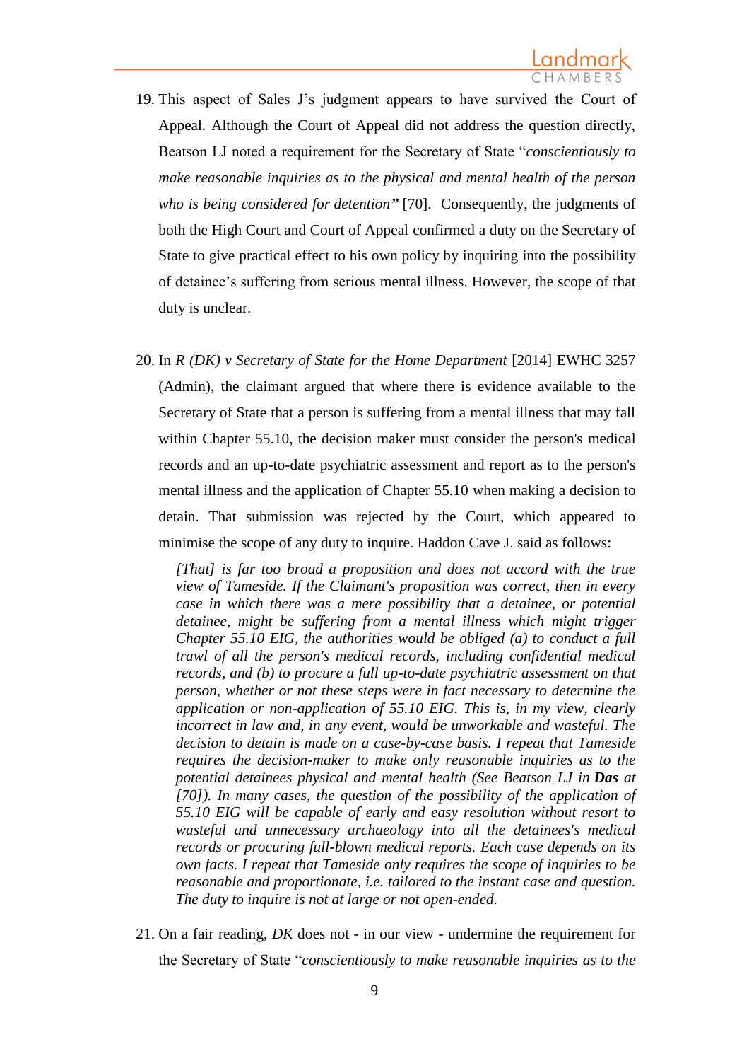19. This aspect of Sales J's judgment appears to have survived the Court of Appeal. Although the Court of Appeal did not address the question directly, Beatson LJ noted a requirement for the Secretary of State "*conscientiously to make reasonable inquiries as to the physical and mental health of the person who is being considered for detention***"** [70]. Consequently, the judgments of both the High Court and Court of Appeal confirmed a duty on the Secretary of State to give practical effect to his own policy by inquiring into the possibility of detainee's suffering from serious mental illness. However, the scope of that duty is unclear.

20. In *R (DK) v Secretary of State for the Home Department* [2014] EWHC 3257 (Admin), the claimant argued that where there is evidence available to the Secretary of State that a person is suffering from a mental illness that may fall within Chapter 55.10, the decision maker must consider the person's medical records and an up-to-date psychiatric assessment and report as to the person's mental illness and the application of Chapter 55.10 when making a decision to detain. That submission was rejected by the Court, which appeared to minimise the scope of any duty to inquire. Haddon Cave J. said as follows:

    > *[That] is far too broad a proposition and does not accord with the true view of Tameside. If the Claimant's proposition was correct, then in every case in which there was a mere possibility that a detainee, or potential detainee, might be suffering from a mental illness which might trigger Chapter 55.10 EIG, the authorities would be obliged (a) to conduct a full trawl of all the person's medical records, including confidential medical records, and (b) to procure a full up-to-date psychiatric assessment on that person, whether or not these steps were in fact necessary to determine the application or non-application of 55.10 EIG. This is, in my view, clearly incorrect in law and, in any event, would be unworkable and wasteful. The decision to detain is made on a case-by-case basis. I repeat that Tameside requires the decision-maker to make only reasonable inquiries as to the potential detainees physical and mental health (See Beatson LJ in* ***Das*** *at [70]). In many cases, the question of the possibility of the application of 55.10 EIG will be capable of early and easy resolution without resort to wasteful and unnecessary archaeology into all the detainees's medical records or procuring full-blown medical reports. Each case depends on its own facts. I repeat that Tameside only requires the scope of inquiries to be reasonable and proportionate, i.e. tailored to the instant case and question. The duty to inquire is not at large or not open-ended.*

21. On a fair reading, *DK* does not - in our view - undermine the requirement for the Secretary of State "*conscientiously to make reasonable inquiries as to the*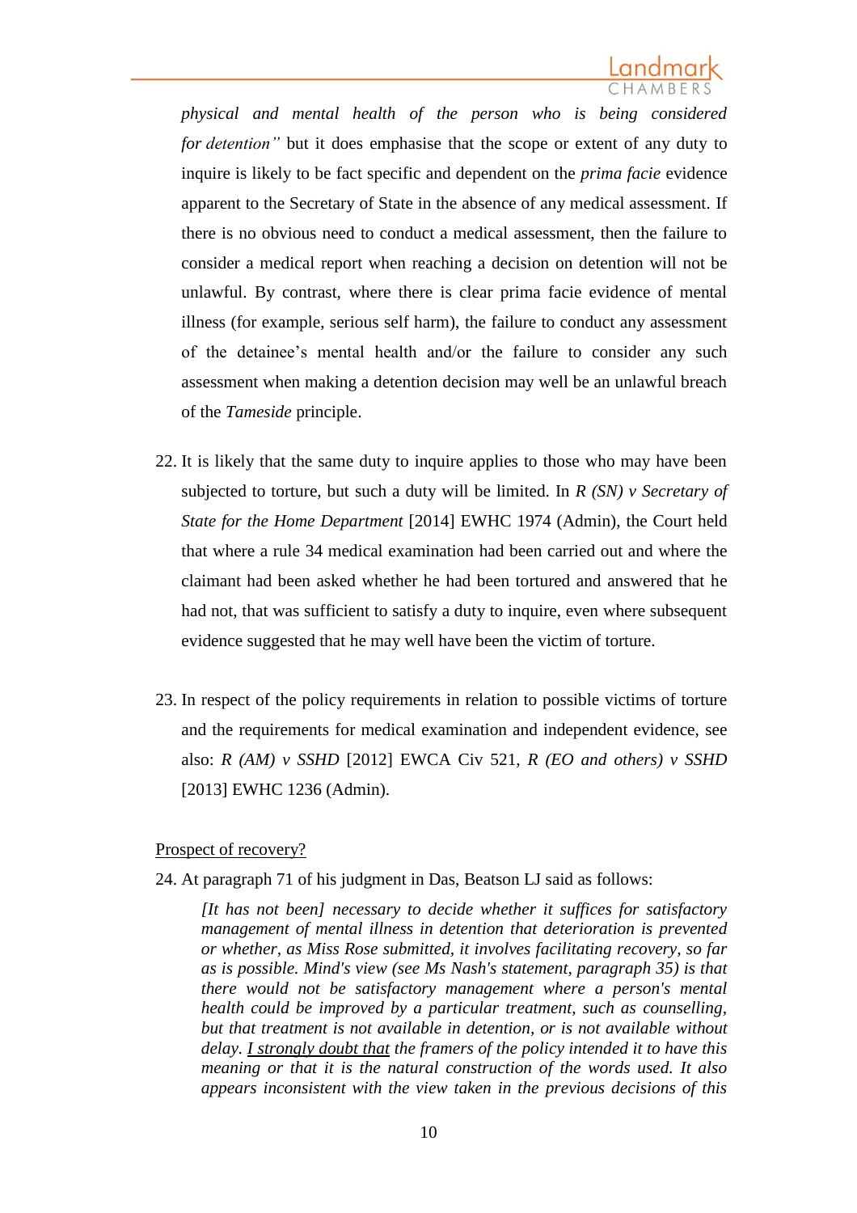*physical and mental health of the person who is being considered for detention"* but it does emphasise that the scope or extent of any duty to inquire is likely to be fact specific and dependent on the *prima facie* evidence apparent to the Secretary of State in the absence of any medical assessment. If there is no obvious need to conduct a medical assessment, then the failure to consider a medical report when reaching a decision on detention will not be unlawful. By contrast, where there is clear prima facie evidence of mental illness (for example, serious self harm), the failure to conduct any assessment of the detainee's mental health and/or the failure to consider any such assessment when making a detention decision may well be an unlawful breach of the *Tameside* principle.

22. It is likely that the same duty to inquire applies to those who may have been subjected to torture, but such a duty will be limited. In *R (SN) v Secretary of State for the Home Department* [2014] EWHC 1974 (Admin), the Court held that where a rule 34 medical examination had been carried out and where the claimant had been asked whether he had been tortured and answered that he had not, that was sufficient to satisfy a duty to inquire, even where subsequent evidence suggested that he may well have been the victim of torture.

23. In respect of the policy requirements in relation to possible victims of torture and the requirements for medical examination and independent evidence, see also: *R (AM) v SSHD* [2012] EWCA Civ 521, *R (EO and others) v SSHD* [2013] EWHC 1236 (Admin).

<u>Prospect of recovery?</u>

24. At paragraph 71 of his judgment in Das, Beatson LJ said as follows:

> *[It has not been] necessary to decide whether it suffices for satisfactory management of mental illness in detention that deterioration is prevented or whether, as Miss Rose submitted, it involves facilitating recovery, so far as is possible. Mind's view (see Ms Nash's statement, paragraph 35) is that there would not be satisfactory management where a person's mental health could be improved by a particular treatment, such as counselling, but that treatment is not available in detention, or is not available without delay. <u>I strongly doubt that</u> the framers of the policy intended it to have this meaning or that it is the natural construction of the words used. It also appears inconsistent with the view taken in the previous decisions of this*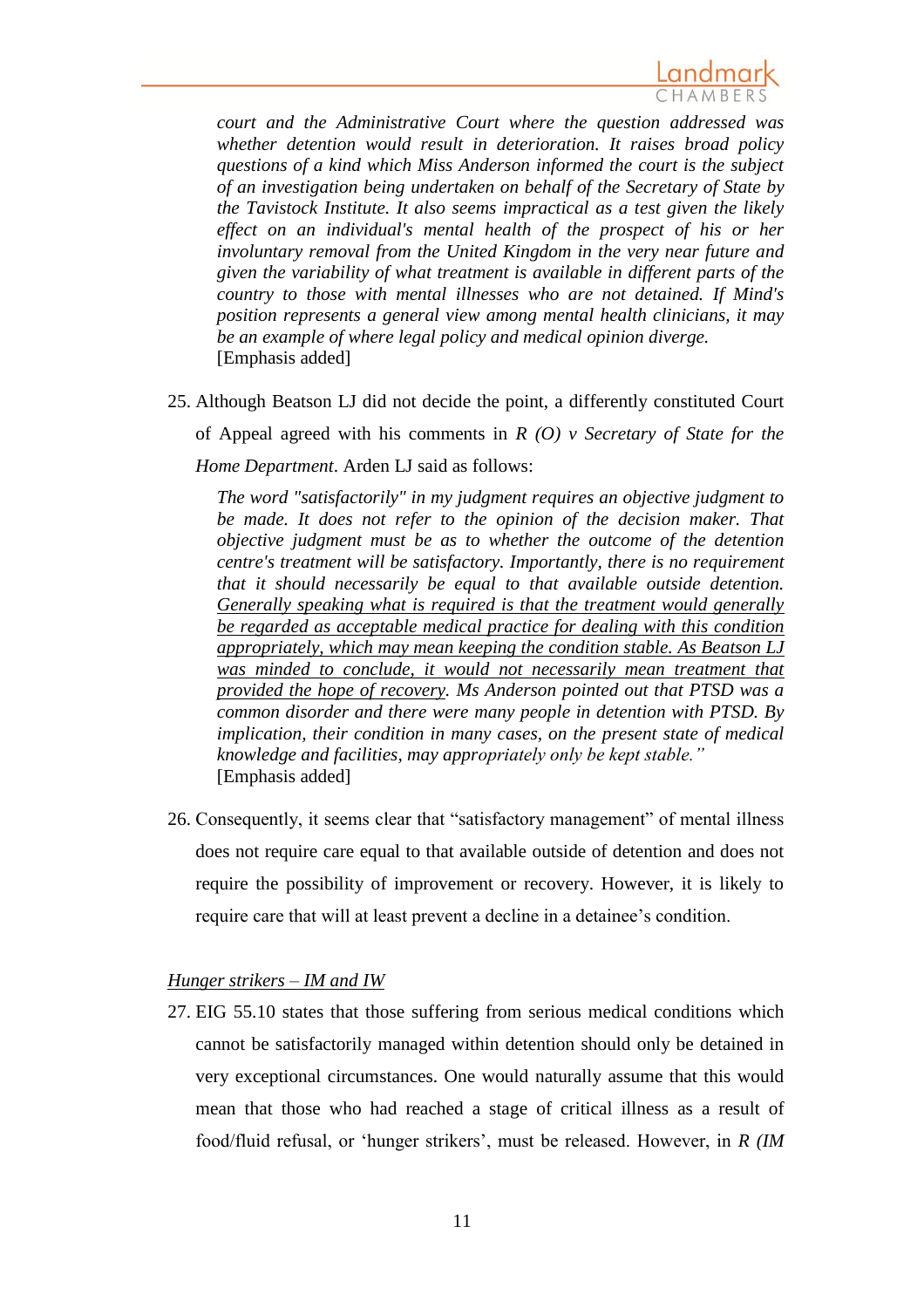> *court and the Administrative Court where the question addressed was whether detention would result in deterioration. It raises broad policy questions of a kind which Miss Anderson informed the court is the subject of an investigation being undertaken on behalf of the Secretary of State by the Tavistock Institute. It also seems impractical as a test given the likely effect on an individual's mental health of the prospect of his or her involuntary removal from the United Kingdom in the very near future and given the variability of what treatment is available in different parts of the country to those with mental illnesses who are not detained. If Mind's position represents a general view among mental health clinicians, it may be an example of where legal policy and medical opinion diverge.*
> [Emphasis added]

25. Although Beatson LJ did not decide the point, a differently constituted Court of Appeal agreed with his comments in *R (O) v Secretary of State for the Home Department*. Arden LJ said as follows:

> *The word "satisfactorily" in my judgment requires an objective judgment to be made. It does not refer to the opinion of the decision maker. That objective judgment must be as to whether the outcome of the detention centre's treatment will be satisfactory. Importantly, there is no requirement that it should necessarily be equal to that available outside detention. <u>Generally speaking what is required is that the treatment would generally be regarded as acceptable medical practice for dealing with this condition appropriately, which may mean keeping the condition stable. As Beatson LJ was minded to conclude, it would not necessarily mean treatment that provided the hope of recovery</u>. Ms Anderson pointed out that PTSD was a common disorder and there were many people in detention with PTSD. By implication, their condition in many cases, on the present state of medical knowledge and facilities, may appropriately only be kept stable."*
> [Emphasis added]

26. Consequently, it seems clear that "satisfactory management" of mental illness does not require care equal to that available outside of detention and does not require the possibility of improvement or recovery. However, it is likely to require care that will at least prevent a decline in a detainee's condition.

*<u>Hunger strikers – IM and IW</u>*

27. EIG 55.10 states that those suffering from serious medical conditions which cannot be satisfactorily managed within detention should only be detained in very exceptional circumstances. One would naturally assume that this would mean that those who had reached a stage of critical illness as a result of food/fluid refusal, or 'hunger strikers', must be released. However, in *R (IM*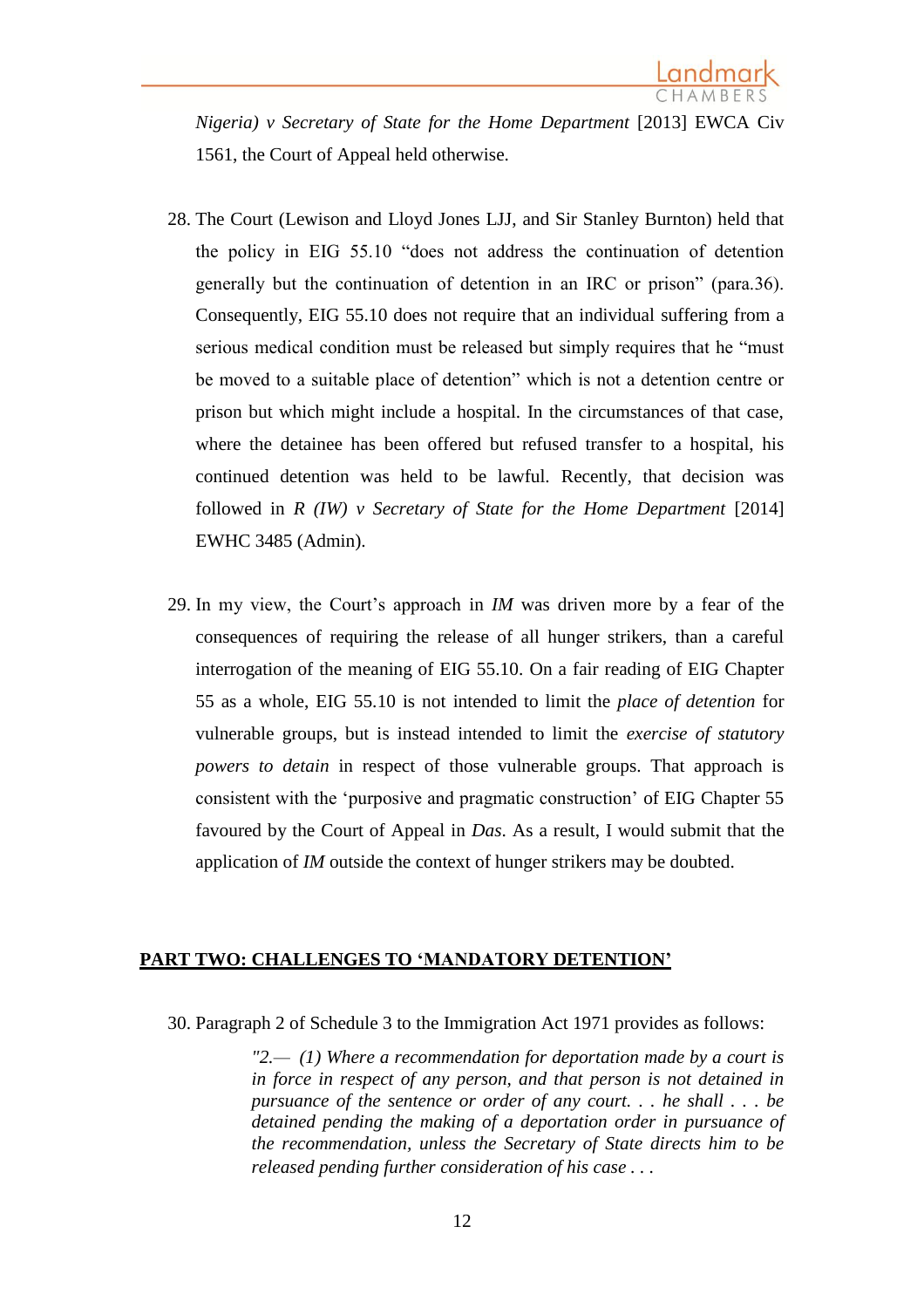*Nigeria) v Secretary of State for the Home Department* [2013] EWCA Civ 1561, the Court of Appeal held otherwise.

28. The Court (Lewison and Lloyd Jones LJJ, and Sir Stanley Burnton) held that the policy in EIG 55.10 "does not address the continuation of detention generally but the continuation of detention in an IRC or prison" (para.36). Consequently, EIG 55.10 does not require that an individual suffering from a serious medical condition must be released but simply requires that he "must be moved to a suitable place of detention" which is not a detention centre or prison but which might include a hospital. In the circumstances of that case, where the detainee has been offered but refused transfer to a hospital, his continued detention was held to be lawful. Recently, that decision was followed in *R (IW) v Secretary of State for the Home Department* [2014] EWHC 3485 (Admin).

29. In my view, the Court's approach in *IM* was driven more by a fear of the consequences of requiring the release of all hunger strikers, than a careful interrogation of the meaning of EIG 55.10. On a fair reading of EIG Chapter 55 as a whole, EIG 55.10 is not intended to limit the *place of detention* for vulnerable groups, but is instead intended to limit the *exercise of statutory powers to detain* in respect of those vulnerable groups. That approach is consistent with the 'purposive and pragmatic construction' of EIG Chapter 55 favoured by the Court of Appeal in *Das*. As a result, I would submit that the application of *IM* outside the context of hunger strikers may be doubted.

## PART TWO: CHALLENGES TO 'MANDATORY DETENTION'

30. Paragraph 2 of Schedule 3 to the Immigration Act 1971 provides as follows:

> *"2.— (1) Where a recommendation for deportation made by a court is in force in respect of any person, and that person is not detained in pursuance of the sentence or order of any court. . . he shall . . . be detained pending the making of a deportation order in pursuance of the recommendation, unless the Secretary of State directs him to be released pending further consideration of his case . . .*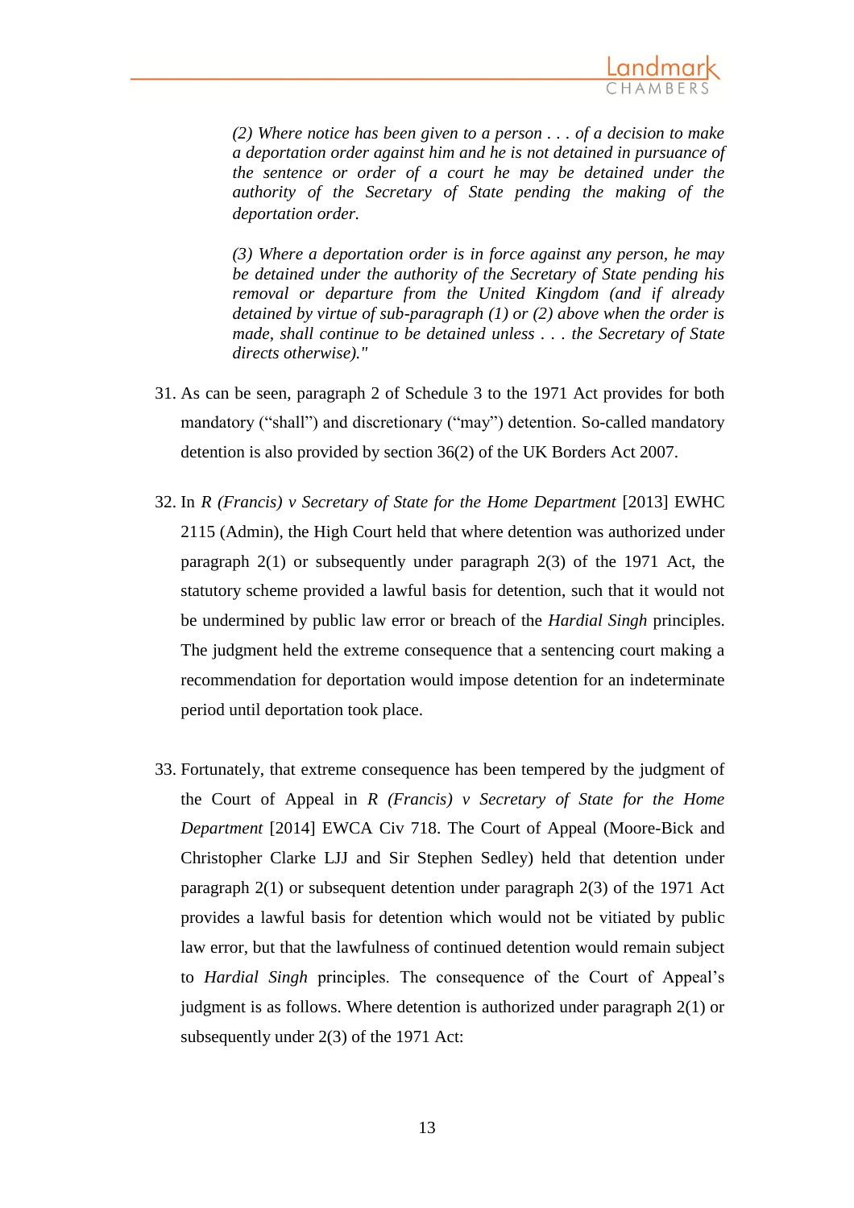> *(2) Where notice has been given to a person . . . of a decision to make a deportation order against him and he is not detained in pursuance of the sentence or order of a court he may be detained under the authority of the Secretary of State pending the making of the deportation order.*
>
> *(3) Where a deportation order is in force against any person, he may be detained under the authority of the Secretary of State pending his removal or departure from the United Kingdom (and if already detained by virtue of sub-paragraph (1) or (2) above when the order is made, shall continue to be detained unless . . . the Secretary of State directs otherwise)."*

31. As can be seen, paragraph 2 of Schedule 3 to the 1971 Act provides for both mandatory ("shall") and discretionary ("may") detention. So-called mandatory detention is also provided by section 36(2) of the UK Borders Act 2007.

32. In *R (Francis) v Secretary of State for the Home Department* [2013] EWHC 2115 (Admin), the High Court held that where detention was authorized under paragraph 2(1) or subsequently under paragraph 2(3) of the 1971 Act, the statutory scheme provided a lawful basis for detention, such that it would not be undermined by public law error or breach of the *Hardial Singh* principles. The judgment held the extreme consequence that a sentencing court making a recommendation for deportation would impose detention for an indeterminate period until deportation took place.

33. Fortunately, that extreme consequence has been tempered by the judgment of the Court of Appeal in *R (Francis) v Secretary of State for the Home Department* [2014] EWCA Civ 718. The Court of Appeal (Moore-Bick and Christopher Clarke LJJ and Sir Stephen Sedley) held that detention under paragraph 2(1) or subsequent detention under paragraph 2(3) of the 1971 Act provides a lawful basis for detention which would not be vitiated by public law error, but that the lawfulness of continued detention would remain subject to *Hardial Singh* principles. The consequence of the Court of Appeal's judgment is as follows. Where detention is authorized under paragraph 2(1) or subsequently under 2(3) of the 1971 Act: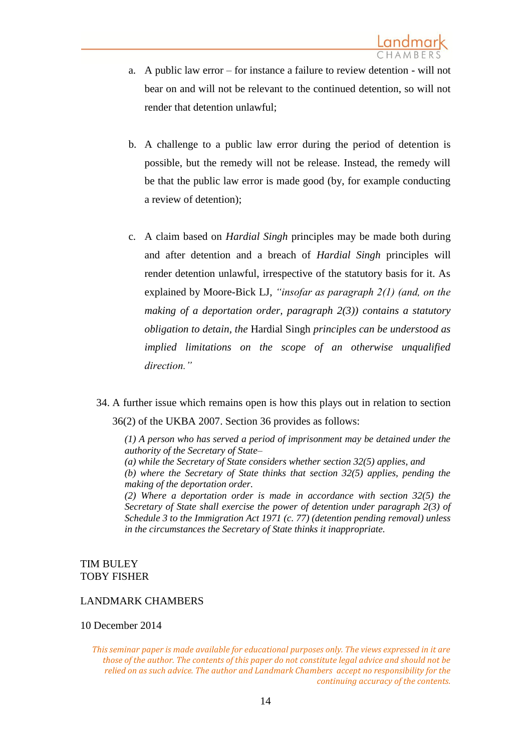a. A public law error – for instance a failure to review detention - will not bear on and will not be relevant to the continued detention, so will not render that detention unlawful;

b. A challenge to a public law error during the period of detention is possible, but the remedy will not be release. Instead, the remedy will be that the public law error is made good (by, for example conducting a review of detention);

c. A claim based on *Hardial Singh* principles may be made both during and after detention and a breach of *Hardial Singh* principles will render detention unlawful, irrespective of the statutory basis for it. As explained by Moore-Bick LJ, *"insofar as paragraph 2(1) (and, on the making of a deportation order, paragraph 2(3)) contains a statutory obligation to detain, the* Hardial Singh *principles can be understood as implied limitations on the scope of an otherwise unqualified direction."*

34. A further issue which remains open is how this plays out in relation to section 36(2) of the UKBA 2007. Section 36 provides as follows:

> *(1) A person who has served a period of imprisonment may be detained under the authority of the Secretary of State–*
> *(a) while the Secretary of State considers whether section 32(5) applies, and*
> *(b) where the Secretary of State thinks that section 32(5) applies, pending the making of the deportation order.*
> *(2) Where a deportation order is made in accordance with section 32(5) the Secretary of State shall exercise the power of detention under paragraph 2(3) of Schedule 3 to the Immigration Act 1971 (c. 77) (detention pending removal) unless in the circumstances the Secretary of State thinks it inappropriate.*

TIM BULEY
TOBY FISHER

LANDMARK CHAMBERS

10 December 2014

*This seminar paper is made available for educational purposes only. The views expressed in it are those of the author. The contents of this paper do not constitute legal advice and should not be relied on as such advice. The author and Landmark Chambers accept no responsibility for the continuing accuracy of the contents.*